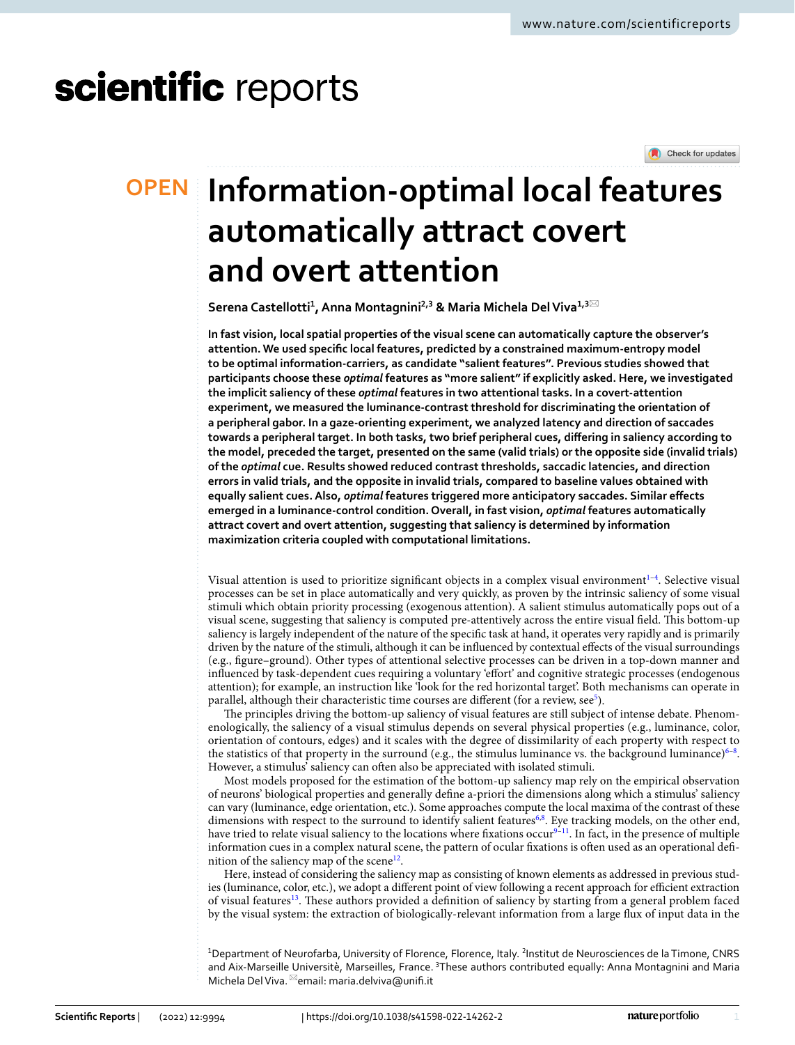# Information-optimal local features automatically attract covert and overt attention

**Serena Castellotti[1], Anna Montagnini[2,3] & Maria Michela Del Viva[1,3]**

**In fast vision, local spatial properties of the visual scene can automatically capture the observer's attention. We used specific local features, predicted by a constrained maximum-entropy model to be optimal information-carriers, as candidate "salient features". Previous studies showed that participants choose these *optimal* features as "more salient" if explicitly asked. Here, we investigated the implicit saliency of these *optimal* features in two attentional tasks. In a covert-attention experiment, we measured the luminance-contrast threshold for discriminating the orientation of a peripheral gabor. In a gaze-orienting experiment, we analyzed latency and direction of saccades towards a peripheral target. In both tasks, two brief peripheral cues, differing in saliency according to the model, preceded the target, presented on the same (valid trials) or the opposite side (invalid trials) of the *optimal* cue. Results showed reduced contrast thresholds, saccadic latencies, and direction errors in valid trials, and the opposite in invalid trials, compared to baseline values obtained with equally salient cues. Also, *optimal* features triggered more anticipatory saccades. Similar effects emerged in a luminance-control condition. Overall, in fast vision, *optimal* features automatically attract covert and overt attention, suggesting that saliency is determined by information maximization criteria coupled with computational limitations.**

Visual attention is used to prioritize significant objects in a complex visual environment[1–4]. Selective visual processes can be set in place automatically and very quickly, as proven by the intrinsic saliency of some visual stimuli which obtain priority processing (exogenous attention). A salient stimulus automatically pops out of a visual scene, suggesting that saliency is computed pre-attentively across the entire visual field. This bottom-up saliency is largely independent of the nature of the specific task at hand, it operates very rapidly and is primarily driven by the nature of the stimuli, although it can be influenced by contextual effects of the visual surroundings (e.g., figure–ground). Other types of attentional selective processes can be driven in a top-down manner and influenced by task-dependent cues requiring a voluntary 'effort' and cognitive strategic processes (endogenous attention); for example, an instruction like 'look for the red horizontal target'. Both mechanisms can operate in parallel, although their characteristic time courses are different (for a review, see[5]).

The principles driving the bottom-up saliency of visual features are still subject of intense debate. Phenomenologically, the saliency of a visual stimulus depends on several physical properties (e.g., luminance, color, orientation of contours, edges) and it scales with the degree of dissimilarity of each property with respect to the statistics of that property in the surround (e.g., the stimulus luminance vs. the background luminance)[6–8]. However, a stimulus' saliency can often also be appreciated with isolated stimuli.

Most models proposed for the estimation of the bottom-up saliency map rely on the empirical observation of neurons' biological properties and generally define a-priori the dimensions along which a stimulus' saliency can vary (luminance, edge orientation, etc.). Some approaches compute the local maxima of the contrast of these dimensions with respect to the surround to identify salient features[6,8]. Eye tracking models, on the other end, have tried to relate visual saliency to the locations where fixations occur[9–11]. In fact, in the presence of multiple information cues in a complex natural scene, the pattern of ocular fixations is often used as an operational definition of the saliency map of the scene[12].

Here, instead of considering the saliency map as consisting of known elements as addressed in previous studies (luminance, color, etc.), we adopt a different point of view following a recent approach for efficient extraction of visual features[13]. These authors provided a definition of saliency by starting from a general problem faced by the visual system: the extraction of biologically-relevant information from a large flux of input data in the

[1]Department of Neurofarba, University of Florence, Florence, Italy. [2]Institut de Neurosciences de la Timone, CNRS and Aix-Marseille Universitè, Marseilles, France. [3]These authors contributed equally: Anna Montagnini and Maria Michela Del Viva. email: maria.delviva@unifi.it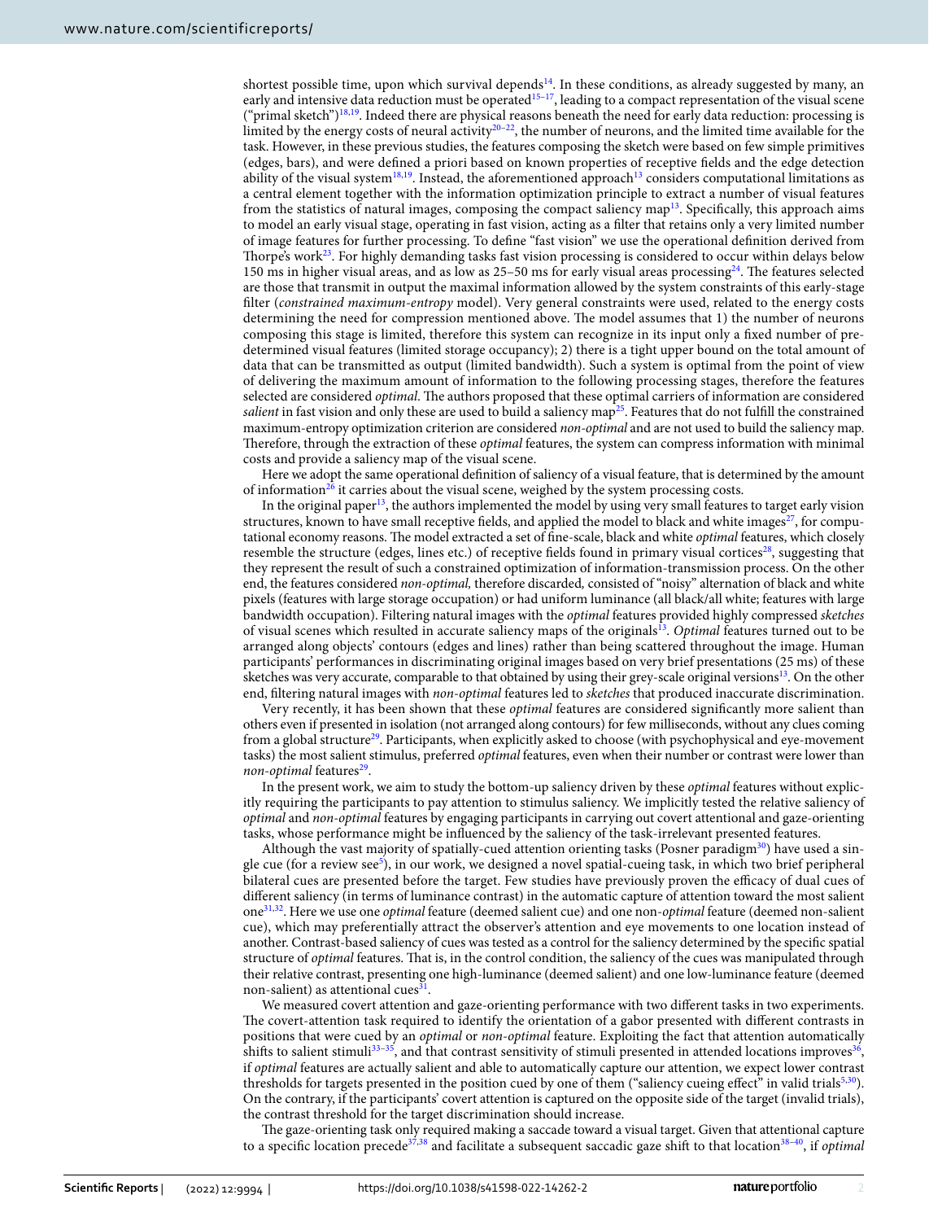shortest possible time, upon which survival depends[14]. In these conditions, as already suggested by many, an early and intensive data reduction must be operated[15–17], leading to a compact representation of the visual scene ("primal sketch")[18,19]. Indeed there are physical reasons beneath the need for early data reduction: processing is limited by the energy costs of neural activity[20–22], the number of neurons, and the limited time available for the task. However, in these previous studies, the features composing the sketch were based on few simple primitives (edges, bars), and were defined a priori based on known properties of receptive fields and the edge detection ability of the visual system[18,19]. Instead, the aforementioned approach[13] considers computational limitations as a central element together with the information optimization principle to extract a number of visual features from the statistics of natural images, composing the compact saliency map[13]. Specifically, this approach aims to model an early visual stage, operating in fast vision, acting as a filter that retains only a very limited number of image features for further processing. To define "fast vision" we use the operational definition derived from Thorpe's work[23]. For highly demanding tasks fast vision processing is considered to occur within delays below 150 ms in higher visual areas, and as low as 25–50 ms for early visual areas processing[24]. The features selected are those that transmit in output the maximal information allowed by the system constraints of this early-stage filter (*constrained maximum-entropy* model). Very general constraints were used, related to the energy costs determining the need for compression mentioned above. The model assumes that 1) the number of neurons composing this stage is limited, therefore this system can recognize in its input only a fixed number of pre-determined visual features (limited storage occupancy); 2) there is a tight upper bound on the total amount of data that can be transmitted as output (limited bandwidth). Such a system is optimal from the point of view of delivering the maximum amount of information to the following processing stages, therefore the features selected are considered *optimal*. The authors proposed that these optimal carriers of information are considered *salient* in fast vision and only these are used to build a saliency map[25]. Features that do not fulfill the constrained maximum-entropy optimization criterion are considered *non-optimal* and are not used to build the saliency map. Therefore, through the extraction of these *optimal* features, the system can compress information with minimal costs and provide a saliency map of the visual scene.

Here we adopt the same operational definition of saliency of a visual feature, that is determined by the amount of information[26] it carries about the visual scene, weighed by the system processing costs.

In the original paper[13], the authors implemented the model by using very small features to target early vision structures, known to have small receptive fields, and applied the model to black and white images[27], for computational economy reasons. The model extracted a set of fine-scale, black and white *optimal* features, which closely resemble the structure (edges, lines etc.) of receptive fields found in primary visual cortices[28], suggesting that they represent the result of such a constrained optimization of information-transmission process. On the other end, the features considered *non-optimal,* therefore discarded*,* consisted of "noisy" alternation of black and white pixels (features with large storage occupation) or had uniform luminance (all black/all white; features with large bandwidth occupation). Filtering natural images with the *optimal* features provided highly compressed *sketches* of visual scenes which resulted in accurate saliency maps of the originals[13]. *Optimal* features turned out to be arranged along objects' contours (edges and lines) rather than being scattered throughout the image. Human participants' performances in discriminating original images based on very brief presentations (25 ms) of these sketches was very accurate, comparable to that obtained by using their grey-scale original versions[13]. On the other end, filtering natural images with *non-optimal* features led to *sketches* that produced inaccurate discrimination.

Very recently, it has been shown that these *optimal* features are considered significantly more salient than others even if presented in isolation (not arranged along contours) for few milliseconds, without any clues coming from a global structure[29]. Participants, when explicitly asked to choose (with psychophysical and eye-movement tasks) the most salient stimulus, preferred *optimal* features, even when their number or contrast were lower than *non-optimal* features[29].

In the present work, we aim to study the bottom-up saliency driven by these *optimal* features without explicitly requiring the participants to pay attention to stimulus saliency. We implicitly tested the relative saliency of *optimal* and *non-optimal* features by engaging participants in carrying out covert attentional and gaze-orienting tasks, whose performance might be influenced by the saliency of the task-irrelevant presented features.

Although the vast majority of spatially-cued attention orienting tasks (Posner paradigm[30]) have used a single cue (for a review see[5]), in our work, we designed a novel spatial-cueing task, in which two brief peripheral bilateral cues are presented before the target. Few studies have previously proven the efficacy of dual cues of different saliency (in terms of luminance contrast) in the automatic capture of attention toward the most salient one[31,32]. Here we use one *optimal* feature (deemed salient cue) and one non-*optimal* feature (deemed non-salient cue), which may preferentially attract the observer's attention and eye movements to one location instead of another. Contrast-based saliency of cues was tested as a control for the saliency determined by the specific spatial structure of *optimal* features. That is, in the control condition, the saliency of the cues was manipulated through their relative contrast, presenting one high-luminance (deemed salient) and one low-luminance feature (deemed non-salient) as attentional cues[31].

We measured covert attention and gaze-orienting performance with two different tasks in two experiments. The covert-attention task required to identify the orientation of a gabor presented with different contrasts in positions that were cued by an *optimal* or *non-optimal* feature. Exploiting the fact that attention automatically shifts to salient stimuli[33–35], and that contrast sensitivity of stimuli presented in attended locations improves[36], if *optimal* features are actually salient and able to automatically capture our attention, we expect lower contrast thresholds for targets presented in the position cued by one of them ("saliency cueing effect" in valid trials[5,30]). On the contrary, if the participants' covert attention is captured on the opposite side of the target (invalid trials), the contrast threshold for the target discrimination should increase.

The gaze-orienting task only required making a saccade toward a visual target. Given that attentional capture to a specific location precede[37,38] and facilitate a subsequent saccadic gaze shift to that location[38–40], if *optimal*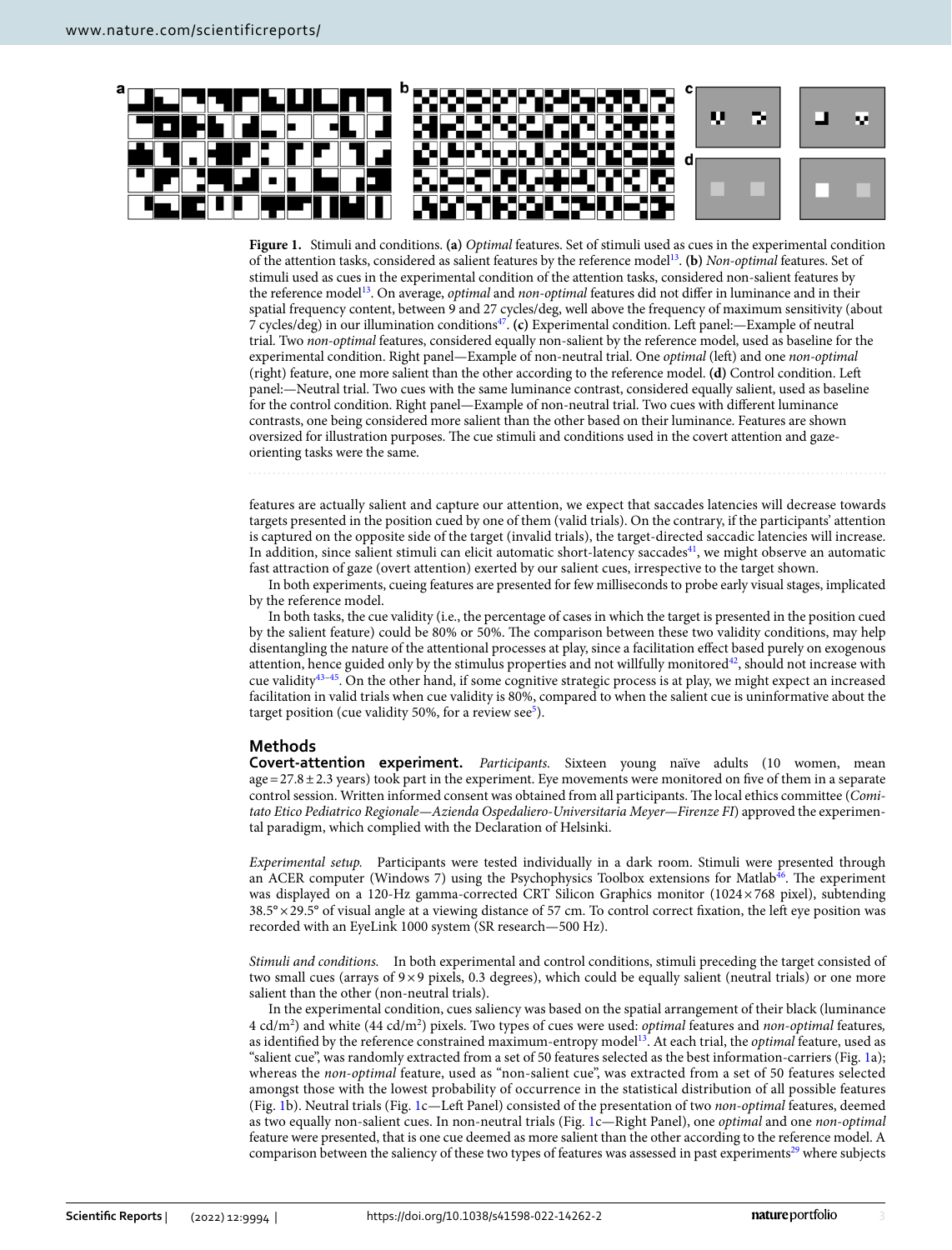**Figure 1.** Stimuli and conditions. **(a)** *Optimal* features. Set of stimuli used as cues in the experimental condition of the attention tasks, considered as salient features by the reference model[13]. **(b)** *Non-optimal* features. Set of stimuli used as cues in the experimental condition of the attention tasks, considered non-salient features by the reference model[13]. On average, *optimal* and *non-optimal* features did not differ in luminance and in their spatial frequency content, between 9 and 27 cycles/deg, well above the frequency of maximum sensitivity (about 7 cycles/deg) in our illumination conditions[47]. **(c)** Experimental condition. Left panel:—Example of neutral trial. Two *non-optimal* features, considered equally non-salient by the reference model, used as baseline for the experimental condition. Right panel—Example of non-neutral trial. One *optimal* (left) and one *non-optimal* (right) feature, one more salient than the other according to the reference model. **(d)** Control condition. Left panel:—Neutral trial. Two cues with the same luminance contrast, considered equally salient, used as baseline for the control condition. Right panel—Example of non-neutral trial. Two cues with different luminance contrasts, one being considered more salient than the other based on their luminance. Features are shown oversized for illustration purposes. The cue stimuli and conditions used in the covert attention and gaze-orienting tasks were the same.

features are actually salient and capture our attention, we expect that saccades latencies will decrease towards targets presented in the position cued by one of them (valid trials). On the contrary, if the participants' attention is captured on the opposite side of the target (invalid trials), the target-directed saccadic latencies will increase. In addition, since salient stimuli can elicit automatic short-latency saccades[41], we might observe an automatic fast attraction of gaze (overt attention) exerted by our salient cues, irrespective to the target shown.

In both experiments, cueing features are presented for few milliseconds to probe early visual stages, implicated by the reference model.

In both tasks, the cue validity (i.e., the percentage of cases in which the target is presented in the position cued by the salient feature) could be 80% or 50%. The comparison between these two validity conditions, may help disentangling the nature of the attentional processes at play, since a facilitation effect based purely on exogenous attention, hence guided only by the stimulus properties and not willfully monitored[42], should not increase with cue validity[43–45]. On the other hand, if some cognitive strategic process is at play, we might expect an increased facilitation in valid trials when cue validity is 80%, compared to when the salient cue is uninformative about the target position (cue validity 50%, for a review see[5]).

## Methods

### Covert-attention experiment.

*Participants.* Sixteen young naïve adults (10 women, mean age = 27.8 ± 2.3 years) took part in the experiment. Eye movements were monitored on five of them in a separate control session. Written informed consent was obtained from all participants. The local ethics committee (*Comitato Etico Pediatrico Regionale—Azienda Ospedaliero-Universitaria Meyer—Firenze FI*) approved the experimental paradigm, which complied with the Declaration of Helsinki.

*Experimental setup.* Participants were tested individually in a dark room. Stimuli were presented through an ACER computer (Windows 7) using the Psychophysics Toolbox extensions for Matlab[46]. The experiment was displayed on a 120-Hz gamma-corrected CRT Silicon Graphics monitor (1024 × 768 pixel), subtending 38.5° × 29.5° of visual angle at a viewing distance of 57 cm. To control correct fixation, the left eye position was recorded with an EyeLink 1000 system (SR research—500 Hz).

*Stimuli and conditions.* In both experimental and control conditions, stimuli preceding the target consisted of two small cues (arrays of 9 × 9 pixels, 0.3 degrees), which could be equally salient (neutral trials) or one more salient than the other (non-neutral trials).

In the experimental condition, cues saliency was based on the spatial arrangement of their black (luminance 4 cd/m$^2$) and white (44 cd/m$^2$) pixels. Two types of cues were used: *optimal* features and *non-optimal* features, as identified by the reference constrained maximum-entropy model[13]. At each trial, the *optimal* feature, used as "salient cue", was randomly extracted from a set of 50 features selected as the best information-carriers (Fig. 1a); whereas the *non-optimal* feature, used as "non-salient cue", was extracted from a set of 50 features selected amongst those with the lowest probability of occurrence in the statistical distribution of all possible features (Fig. 1b). Neutral trials (Fig. 1c—Left Panel) consisted of the presentation of two *non-optimal* features, deemed as two equally non-salient cues. In non-neutral trials (Fig. 1c—Right Panel), one *optimal* and one *non-optimal* feature were presented, that is one cue deemed as more salient than the other according to the reference model. A comparison between the saliency of these two types of features was assessed in past experiments[29] where subjects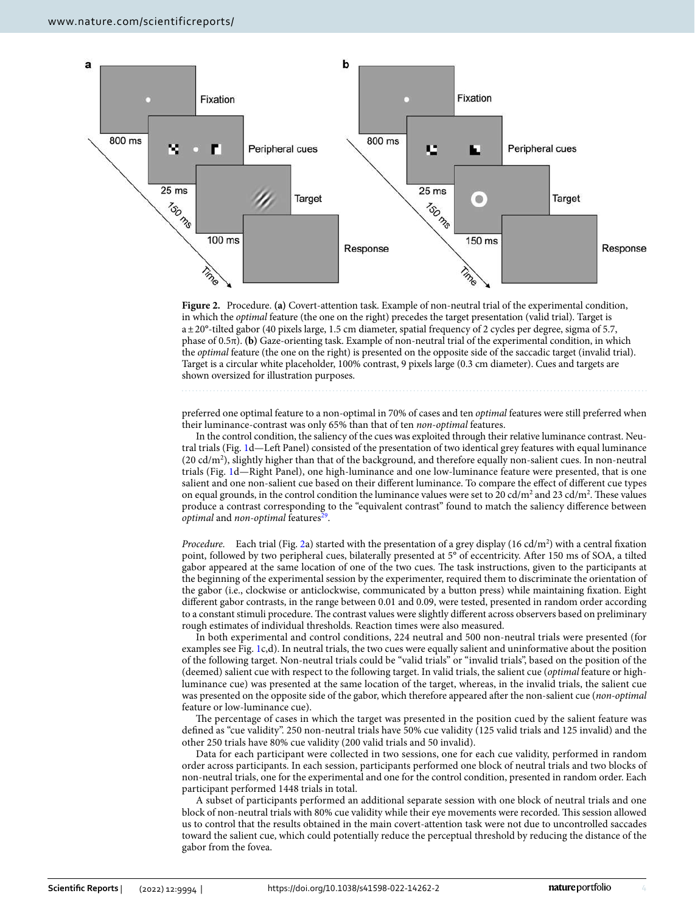Figure 2. Procedure. **(a)** Covert-attention task. Example of non-neutral trial of the experimental condition, in which the *optimal* feature (the one on the right) precedes the target presentation (valid trial). Target is a ± 20°-tilted gabor (40 pixels large, 1.5 cm diameter, spatial frequency of 2 cycles per degree, sigma of 5.7, phase of 0.5π). **(b)** Gaze-orienting task. Example of non-neutral trial of the experimental condition, in which the *optimal* feature (the one on the right) is presented on the opposite side of the saccadic target (invalid trial). Target is a circular white placeholder, 100% contrast, 9 pixels large (0.3 cm diameter). Cues and targets are shown oversized for illustration purposes.

preferred one optimal feature to a non-optimal in 70% of cases and ten *optimal* features were still preferred when their luminance-contrast was only 65% than that of ten *non-optimal* features.

In the control condition, the saliency of the cues was exploited through their relative luminance contrast. Neutral trials (Fig. 1d—Left Panel) consisted of the presentation of two identical grey features with equal luminance (20 cd/m$^2$), slightly higher than that of the background, and therefore equally non-salient cues. In non-neutral trials (Fig. 1d—Right Panel), one high-luminance and one low-luminance feature were presented, that is one salient and one non-salient cue based on their different luminance. To compare the effect of different cue types on equal grounds, in the control condition the luminance values were set to 20 cd/m$^2$ and 23 cd/m$^2$. These values produce a contrast corresponding to the "equivalent contrast" found to match the saliency difference between *optimal* and *non-optimal* features[29].

*Procedure.* Each trial (Fig. 2a) started with the presentation of a grey display (16 cd/m$^2$) with a central fixation point, followed by two peripheral cues, bilaterally presented at 5° of eccentricity. After 150 ms of SOA, a tilted gabor appeared at the same location of one of the two cues. The task instructions, given to the participants at the beginning of the experimental session by the experimenter, required them to discriminate the orientation of the gabor (i.e., clockwise or anticlockwise, communicated by a button press) while maintaining fixation. Eight different gabor contrasts, in the range between 0.01 and 0.09, were tested, presented in random order according to a constant stimuli procedure. The contrast values were slightly different across observers based on preliminary rough estimates of individual thresholds. Reaction times were also measured.

In both experimental and control conditions, 224 neutral and 500 non-neutral trials were presented (for examples see Fig. 1c,d). In neutral trials, the two cues were equally salient and uninformative about the position of the following target. Non-neutral trials could be "valid trials" or "invalid trials", based on the position of the (deemed) salient cue with respect to the following target. In valid trials, the salient cue (*optimal* feature or high-luminance cue) was presented at the same location of the target, whereas, in the invalid trials, the salient cue was presented on the opposite side of the gabor, which therefore appeared after the non-salient cue (*non-optimal* feature or low-luminance cue).

The percentage of cases in which the target was presented in the position cued by the salient feature was defined as "cue validity". 250 non-neutral trials have 50% cue validity (125 valid trials and 125 invalid) and the other 250 trials have 80% cue validity (200 valid trials and 50 invalid).

Data for each participant were collected in two sessions, one for each cue validity, performed in random order across participants. In each session, participants performed one block of neutral trials and two blocks of non-neutral trials, one for the experimental and one for the control condition, presented in random order. Each participant performed 1448 trials in total.

A subset of participants performed an additional separate session with one block of neutral trials and one block of non-neutral trials with 80% cue validity while their eye movements were recorded. This session allowed us to control that the results obtained in the main covert-attention task were not due to uncontrolled saccades toward the salient cue, which could potentially reduce the perceptual threshold by reducing the distance of the gabor from the fovea.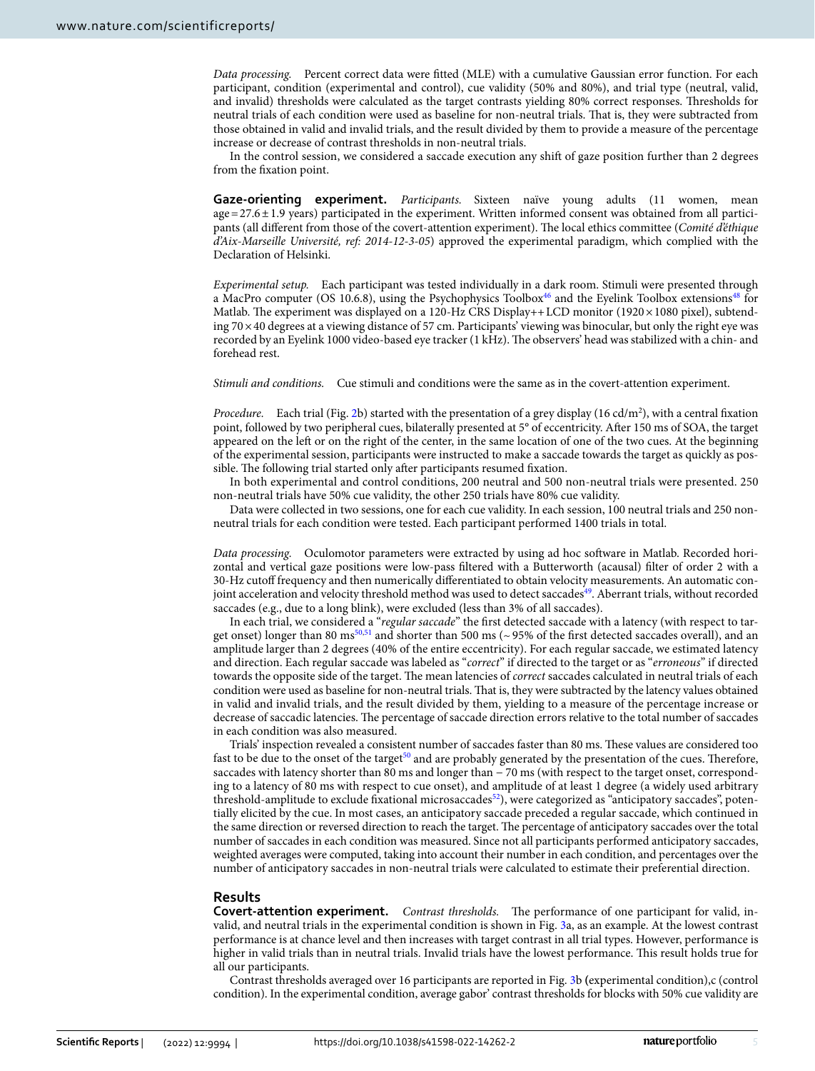*Data processing.* Percent correct data were fitted (MLE) with a cumulative Gaussian error function. For each participant, condition (experimental and control), cue validity (50% and 80%), and trial type (neutral, valid, and invalid) thresholds were calculated as the target contrasts yielding 80% correct responses. Thresholds for neutral trials of each condition were used as baseline for non-neutral trials. That is, they were subtracted from those obtained in valid and invalid trials, and the result divided by them to provide a measure of the percentage increase or decrease of contrast thresholds in non-neutral trials.

In the control session, we considered a saccade execution any shift of gaze position further than 2 degrees from the fixation point.

**Gaze-orienting experiment.** *Participants.* Sixteen naïve young adults (11 women, mean age = 27.6 ± 1.9 years) participated in the experiment. Written informed consent was obtained from all participants (all different from those of the covert-attention experiment). The local ethics committee (*Comité d'éthique d'Aix-Marseille Université, ref: 2014-12-3-05*) approved the experimental paradigm, which complied with the Declaration of Helsinki.

*Experimental setup.* Each participant was tested individually in a dark room. Stimuli were presented through a MacPro computer (OS 10.6.8), using the Psychophysics Toolbox[46] and the Eyelink Toolbox extensions[48] for Matlab. The experiment was displayed on a 120-Hz CRS Display++ LCD monitor (1920 × 1080 pixel), subtending 70 × 40 degrees at a viewing distance of 57 cm. Participants' viewing was binocular, but only the right eye was recorded by an Eyelink 1000 video-based eye tracker (1 kHz). The observers' head was stabilized with a chin- and forehead rest.

*Stimuli and conditions.* Cue stimuli and conditions were the same as in the covert-attention experiment.

*Procedure.* Each trial (Fig. 2b) started with the presentation of a grey display (16 cd/m$^2$), with a central fixation point, followed by two peripheral cues, bilaterally presented at 5° of eccentricity. After 150 ms of SOA, the target appeared on the left or on the right of the center, in the same location of one of the two cues. At the beginning of the experimental session, participants were instructed to make a saccade towards the target as quickly as possible. The following trial started only after participants resumed fixation.

In both experimental and control conditions, 200 neutral and 500 non-neutral trials were presented. 250 non-neutral trials have 50% cue validity, the other 250 trials have 80% cue validity.

Data were collected in two sessions, one for each cue validity. In each session, 100 neutral trials and 250 non-neutral trials for each condition were tested. Each participant performed 1400 trials in total.

*Data processing.* Oculomotor parameters were extracted by using ad hoc software in Matlab. Recorded horizontal and vertical gaze positions were low-pass filtered with a Butterworth (acausal) filter of order 2 with a 30-Hz cutoff frequency and then numerically differentiated to obtain velocity measurements. An automatic conjoint acceleration and velocity threshold method was used to detect saccades[49]. Aberrant trials, without recorded saccades (e.g., due to a long blink), were excluded (less than 3% of all saccades).

In each trial, we considered a "*regular saccade*" the first detected saccade with a latency (with respect to target onset) longer than 80 ms[50,51] and shorter than 500 ms (~ 95% of the first detected saccades overall), and an amplitude larger than 2 degrees (40% of the entire eccentricity). For each regular saccade, we estimated latency and direction. Each regular saccade was labeled as "*correct*" if directed to the target or as "*erroneous*" if directed towards the opposite side of the target. The mean latencies of *correct* saccades calculated in neutral trials of each condition were used as baseline for non-neutral trials. That is, they were subtracted by the latency values obtained in valid and invalid trials, and the result divided by them, yielding to a measure of the percentage increase or decrease of saccadic latencies. The percentage of saccade direction errors relative to the total number of saccades in each condition was also measured.

Trials' inspection revealed a consistent number of saccades faster than 80 ms. These values are considered too fast to be due to the onset of the target[50] and are probably generated by the presentation of the cues. Therefore, saccades with latency shorter than 80 ms and longer than − 70 ms (with respect to the target onset, corresponding to a latency of 80 ms with respect to cue onset), and amplitude of at least 1 degree (a widely used arbitrary threshold-amplitude to exclude fixational microsaccades[52]), were categorized as "anticipatory saccades", potentially elicited by the cue. In most cases, an anticipatory saccade preceded a regular saccade, which continued in the same direction or reversed direction to reach the target. The percentage of anticipatory saccades over the total number of saccades in each condition was measured. Since not all participants performed anticipatory saccades, weighted averages were computed, taking into account their number in each condition, and percentages over the number of anticipatory saccades in non-neutral trials were calculated to estimate their preferential direction.

## Results

**Covert-attention experiment.** *Contrast thresholds.* The performance of one participant for valid, invalid, and neutral trials in the experimental condition is shown in Fig. 3a, as an example. At the lowest contrast performance is at chance level and then increases with target contrast in all trial types. However, performance is higher in valid trials than in neutral trials. Invalid trials have the lowest performance. This result holds true for all our participants.

Contrast thresholds averaged over 16 participants are reported in Fig. 3b (experimental condition),c (control condition). In the experimental condition, average gabor' contrast thresholds for blocks with 50% cue validity are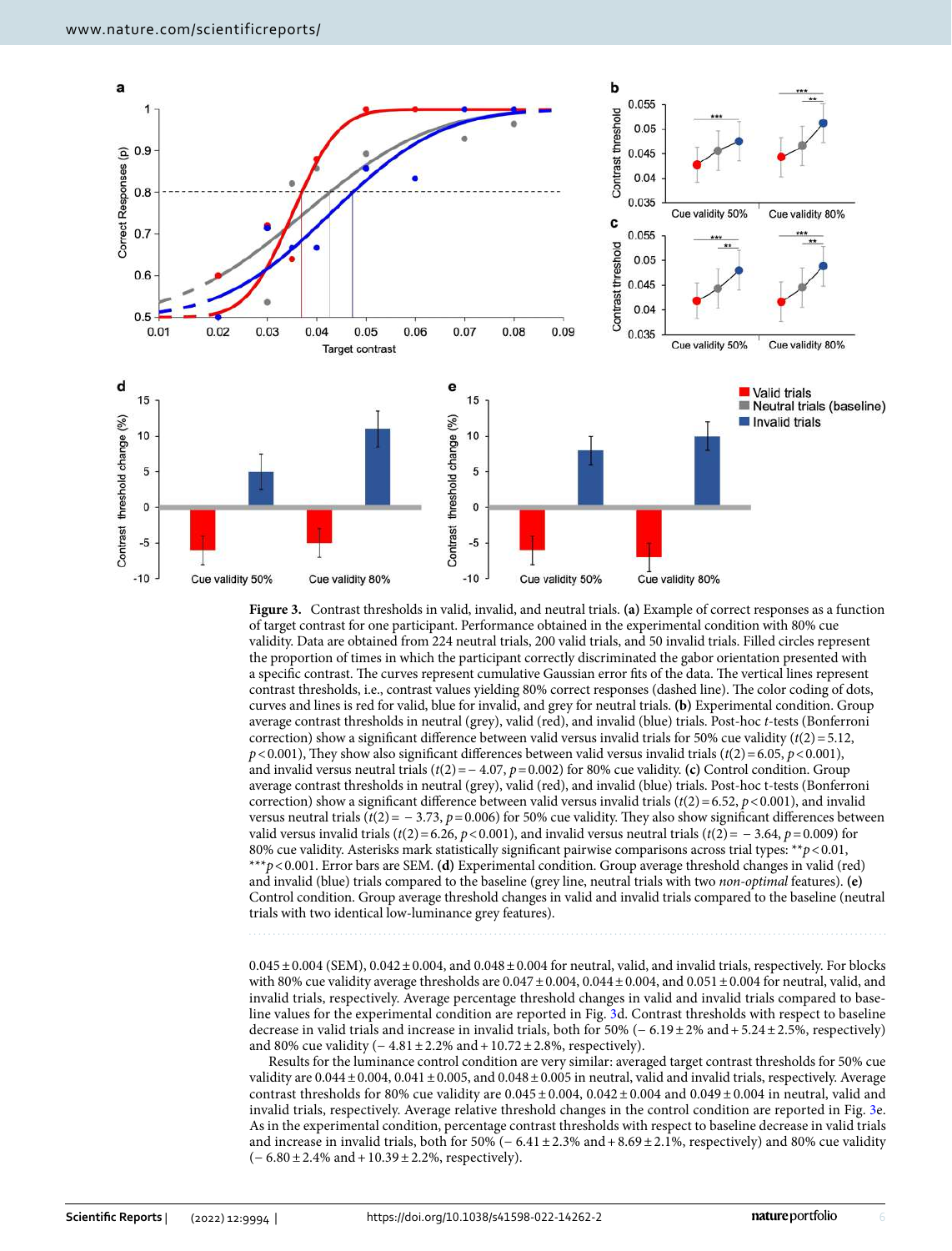**Figure 3.** Contrast thresholds in valid, invalid, and neutral trials. **(a)** Example of correct responses as a function of target contrast for one participant. Performance obtained in the experimental condition with 80% cue validity. Data are obtained from 224 neutral trials, 200 valid trials, and 50 invalid trials. Filled circles represent the proportion of times in which the participant correctly discriminated the gabor orientation presented with a specific contrast. The curves represent cumulative Gaussian error fits of the data. The vertical lines represent contrast thresholds, i.e., contrast values yielding 80% correct responses (dashed line). The color coding of dots, curves and lines is red for valid, blue for invalid, and grey for neutral trials. **(b)** Experimental condition. Group average contrast thresholds in neutral (grey), valid (red), and invalid (blue) trials. Post-hoc *t*-tests (Bonferroni correction) show a significant difference between valid versus invalid trials for 50% cue validity ($t(2) = 5.12$, $p < 0.001$), They show also significant differences between valid versus invalid trials ($t(2) = 6.05$, $p < 0.001$), and invalid versus neutral trials ($t(2) = -4.07$, $p = 0.002$) for 80% cue validity. **(c)** Control condition. Group average contrast thresholds in neutral (grey), valid (red), and invalid (blue) trials. Post-hoc t-tests (Bonferroni correction) show a significant difference between valid versus invalid trials ($t(2) = 6.52$, $p < 0.001$), and invalid versus neutral trials ($t(2) = -3.73$, $p = 0.006$) for 50% cue validity. They also show significant differences between valid versus invalid trials ($t(2) = 6.26$, $p < 0.001$), and invalid versus neutral trials ($t(2) = -3.64$, $p = 0.009$) for 80% cue validity. Asterisks mark statistically significant pairwise comparisons across trial types: **$p < 0.01$, ***$p < 0.001$. Error bars are SEM. **(d)** Experimental condition. Group average threshold changes in valid (red) and invalid (blue) trials compared to the baseline (grey line, neutral trials with two *non-optimal* features). **(e)** Control condition. Group average threshold changes in valid and invalid trials compared to the baseline (neutral trials with two identical low-luminance grey features).

0.045 ± 0.004 (SEM), 0.042 ± 0.004, and 0.048 ± 0.004 for neutral, valid, and invalid trials, respectively. For blocks with 80% cue validity average thresholds are 0.047 ± 0.004, 0.044 ± 0.004, and 0.051 ± 0.004 for neutral, valid, and invalid trials, respectively. Average percentage threshold changes in valid and invalid trials compared to baseline values for the experimental condition are reported in Fig. 3d. Contrast thresholds with respect to baseline decrease in valid trials and increase in invalid trials, both for 50% (− 6.19 ± 2% and + 5.24 ± 2.5%, respectively) and 80% cue validity (− 4.81 ± 2.2% and + 10.72 ± 2.8%, respectively).

Results for the luminance control condition are very similar: averaged target contrast thresholds for 50% cue validity are 0.044 ± 0.004, 0.041 ± 0.005, and 0.048 ± 0.005 in neutral, valid and invalid trials, respectively. Average contrast thresholds for 80% cue validity are 0.045 ± 0.004, 0.042 ± 0.004 and 0.049 ± 0.004 in neutral, valid and invalid trials, respectively. Average relative threshold changes in the control condition are reported in Fig. 3e. As in the experimental condition, percentage contrast thresholds with respect to baseline decrease in valid trials and increase in invalid trials, both for 50% (− 6.41 ± 2.3% and + 8.69 ± 2.1%, respectively) and 80% cue validity (− 6.80 ± 2.4% and + 10.39 ± 2.2%, respectively).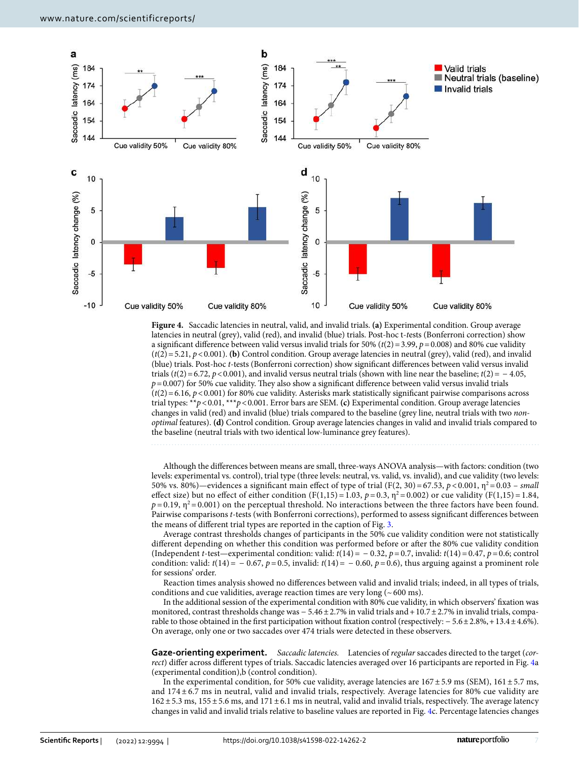**Figure 4.** Saccadic latencies in neutral, valid, and invalid trials. **(a)** Experimental condition. Group average latencies in neutral (grey), valid (red), and invalid (blue) trials. Post-hoc t-tests (Bonferroni correction) show a significant difference between valid versus invalid trials for 50% ($t(2) = 3.99$, $p = 0.008$) and 80% cue validity ($t(2) = 5.21$, $p < 0.001$). **(b)** Control condition. Group average latencies in neutral (grey), valid (red), and invalid (blue) trials. Post-hoc *t*-tests (Bonferroni correction) show significant differences between valid versus invalid trials ($t(2) = 6.72$, $p < 0.001$), and invalid versus neutral trials (shown with line near the baseline; $t(2) = -4.05$, $p = 0.007$) for 50% cue validity. They also show a significant difference between valid versus invalid trials ($t(2) = 6.16$, $p < 0.001$) for 80% cue validity. Asterisks mark statistically significant pairwise comparisons across trial types: **$p < 0.01$, ***$p < 0.001$. Error bars are SEM. **(c)** Experimental condition. Group average latencies changes in valid (red) and invalid (blue) trials compared to the baseline (grey line, neutral trials with two *non-optimal* features). **(d)** Control condition. Group average latencies changes in valid and invalid trials compared to the baseline (neutral trials with two identical low-luminance grey features).

Although the differences between means are small, three-ways ANOVA analysis—with factors: condition (two levels: experimental vs. control), trial type (three levels: neutral, vs. valid, vs. invalid), and cue validity (two levels: 50% vs. 80%)—evidences a significant main effect of type of trial ($F(2, 30) = 67.53$, $p < 0.001$, $\eta^2 = 0.03$ – *small* effect size) but no effect of either condition ($F(1,15) = 1.03$, $p = 0.3$, $\eta^2 = 0.002$) or cue validity ($F(1,15) = 1.84$, $p = 0.19$, $\eta^2 = 0.001$) on the perceptual threshold. No interactions between the three factors have been found. Pairwise comparisons *t*-tests (with Bonferroni corrections), performed to assess significant differences between the means of different trial types are reported in the caption of Fig. 3.

Average contrast thresholds changes of participants in the 50% cue validity condition were not statistically different depending on whether this condition was performed before or after the 80% cue validity condition (Independent *t*-test—experimental condition: valid: $t(14) = -0.32$, $p = 0.7$, invalid: $t(14) = 0.47$, $p = 0.6$; control condition: valid: $t(14) = -0.67$, $p = 0.5$, invalid: $t(14) = -0.60$, $p = 0.6$), thus arguing against a prominent role for sessions' order.

Reaction times analysis showed no differences between valid and invalid trials; indeed, in all types of trials, conditions and cue validities, average reaction times are very long (~600 ms).

In the additional session of the experimental condition with 80% cue validity, in which observers' fixation was monitored, contrast thresholds change was $-5.46 \pm 2.7\%$ in valid trials and $+10.7 \pm 2.7\%$ in invalid trials, comparable to those obtained in the first participation without fixation control (respectively: $-5.6 \pm 2.8\%$, $+13.4 \pm 4.6\%$). On average, only one or two saccades over 474 trials were detected in these observers.

**Gaze-orienting experiment.** *Saccadic latencies.* Latencies of *regular* saccades directed to the target (*correct*) differ across different types of trials. Saccadic latencies averaged over 16 participants are reported in Fig. 4a (experimental condition),b (control condition).

In the experimental condition, for 50% cue validity, average latencies are $167 \pm 5.9$ ms (SEM), $161 \pm 5.7$ ms, and $174 \pm 6.7$ ms in neutral, valid and invalid trials, respectively. Average latencies for 80% cue validity are $162 \pm 5.3$ ms, $155 \pm 5.6$ ms, and $171 \pm 6.1$ ms in neutral, valid and invalid trials, respectively. The average latency changes in valid and invalid trials relative to baseline values are reported in Fig. 4c. Percentage latencies changes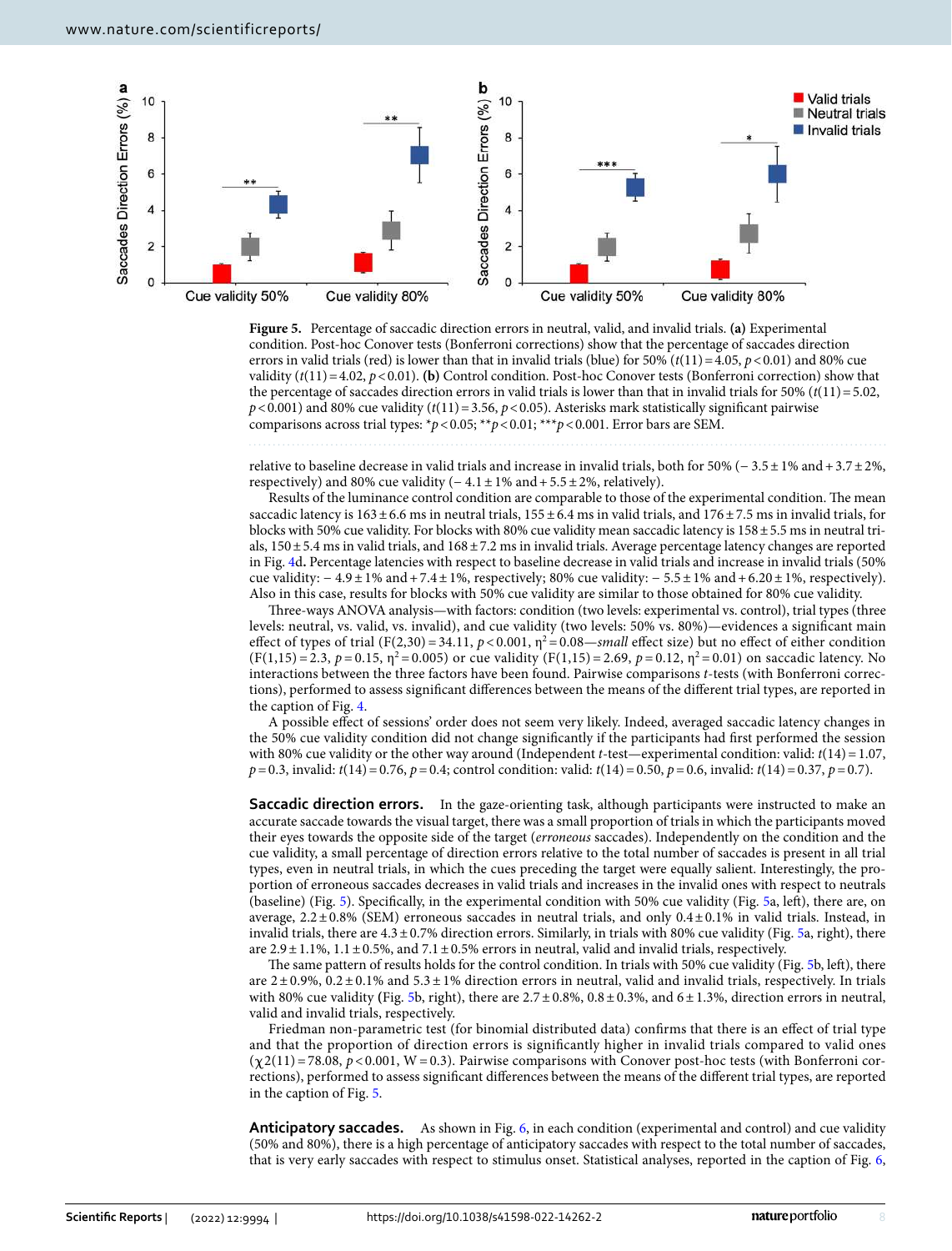**Figure 5.** Percentage of saccadic direction errors in neutral, valid, and invalid trials. **(a)** Experimental condition. Post-hoc Conover tests (Bonferroni corrections) show that the percentage of saccades direction errors in valid trials (red) is lower than that in invalid trials (blue) for 50% ($t(11) = 4.05$, $p < 0.01$) and 80% cue validity ($t(11) = 4.02$, $p < 0.01$). **(b)** Control condition. Post-hoc Conover tests (Bonferroni correction) show that the percentage of saccades direction errors in valid trials is lower than that in invalid trials for 50% ($t(11) = 5.02$, $p < 0.001$) and 80% cue validity ($t(11) = 3.56$, $p < 0.05$). Asterisks mark statistically significant pairwise comparisons across trial types: *$p < 0.05$; **$p < 0.01$; ***$p < 0.001$. Error bars are SEM.

relative to baseline decrease in valid trials and increase in invalid trials, both for 50% (− 3.5 ± 1% and + 3.7 ± 2%, respectively) and 80% cue validity (− 4.1 ± 1% and + 5.5 ± 2%, relatively).

Results of the luminance control condition are comparable to those of the experimental condition. The mean saccadic latency is 163 ± 6.6 ms in neutral trials, 155 ± 6.4 ms in valid trials, and 176 ± 7.5 ms in invalid trials, for blocks with 50% cue validity. For blocks with 80% cue validity mean saccadic latency is 158 ± 5.5 ms in neutral trials, 150 ± 5.4 ms in valid trials, and 168 ± 7.2 ms in invalid trials. Average percentage latency changes are reported in Fig. 4**d**. Percentage latencies with respect to baseline decrease in valid trials and increase in invalid trials (50% cue validity: − 4.9 ± 1% and + 7.4 ± 1%, respectively; 80% cue validity: − 5.5 ± 1% and + 6.20 ± 1%, respectively). Also in this case, results for blocks with 50% cue validity are similar to those obtained for 80% cue validity.

Three-ways ANOVA analysis—with factors: condition (two levels: experimental vs. control), trial types (three levels: neutral, vs. valid, vs. invalid), and cue validity (two levels: 50% vs. 80%)—evidences a significant main effect of types of trial ($F(2,30) = 34.11$, $p < 0.001$, $\eta^2 = 0.08$—*small* effect size) but no effect of either condition ($F(1,15) = 2.3$, $p = 0.15$, $\eta^2 = 0.005$) or cue validity ($F(1,15) = 2.69$, $p = 0.12$, $\eta^2 = 0.01$) on saccadic latency. No interactions between the three factors have been found. Pairwise comparisons *t*-tests (with Bonferroni corrections), performed to assess significant differences between the means of the different trial types, are reported in the caption of Fig. 4.

A possible effect of sessions' order does not seem very likely. Indeed, averaged saccadic latency changes in the 50% cue validity condition did not change significantly if the participants had first performed the session with 80% cue validity or the other way around (Independent *t*-test—experimental condition: valid: $t(14) = 1.07$, $p = 0.3$, invalid: $t(14) = 0.76$, $p = 0.4$; control condition: valid: $t(14) = 0.50$, $p = 0.6$, invalid: $t(14) = 0.37$, $p = 0.7$).

**Saccadic direction errors.** In the gaze-orienting task, although participants were instructed to make an accurate saccade towards the visual target, there was a small proportion of trials in which the participants moved their eyes towards the opposite side of the target (*erroneous* saccades). Independently on the condition and the cue validity, a small percentage of direction errors relative to the total number of saccades is present in all trial types, even in neutral trials, in which the cues preceding the target were equally salient. Interestingly, the proportion of erroneous saccades decreases in valid trials and increases in the invalid ones with respect to neutrals (baseline) (Fig. 5). Specifically, in the experimental condition with 50% cue validity (Fig. 5a, left), there are, on average, 2.2 ± 0.8% (SEM) erroneous saccades in neutral trials, and only 0.4 ± 0.1% in valid trials. Instead, in invalid trials, there are 4.3 ± 0.7% direction errors. Similarly, in trials with 80% cue validity (Fig. 5a, right), there are 2.9 ± 1.1%, 1.1 ± 0.5%, and 7.1 ± 0.5% errors in neutral, valid and invalid trials, respectively.

The same pattern of results holds for the control condition. In trials with 50% cue validity (Fig. 5b, left), there are 2 ± 0.9%, 0.2 ± 0.1% and 5.3 ± 1% direction errors in neutral, valid and invalid trials, respectively. In trials with 80% cue validity (Fig. 5b, right), there are 2.7 ± 0.8%, 0.8 ± 0.3%, and 6 ± 1.3%, direction errors in neutral, valid and invalid trials, respectively.

Friedman non-parametric test (for binomial distributed data) confirms that there is an effect of trial type and that the proportion of direction errors is significantly higher in invalid trials compared to valid ones ($\chi 2(11) = 78.08$, $p < 0.001$, $W = 0.3$). Pairwise comparisons with Conover post-hoc tests (with Bonferroni corrections), performed to assess significant differences between the means of the different trial types, are reported in the caption of Fig. 5.

**Anticipatory saccades.** As shown in Fig. 6, in each condition (experimental and control) and cue validity (50% and 80%), there is a high percentage of anticipatory saccades with respect to the total number of saccades, that is very early saccades with respect to stimulus onset. Statistical analyses, reported in the caption of Fig. 6,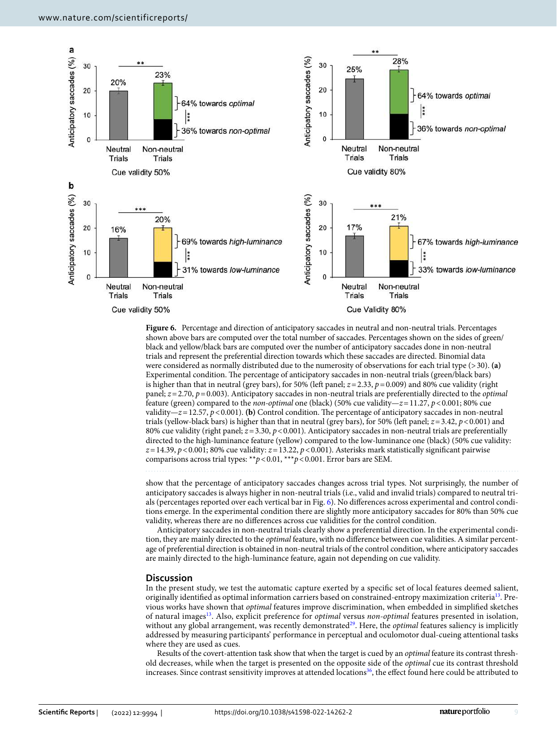**Figure 6.** Percentage and direction of anticipatory saccades in neutral and non-neutral trials. Percentages shown above bars are computed over the total number of saccades. Percentages shown on the sides of green/black and yellow/black bars are computed over the number of anticipatory saccades done in non-neutral trials and represent the preferential direction towards which these saccades are directed. Binomial data were considered as normally distributed due to the numerosity of observations for each trial type (> 30). **(a)** Experimental condition. The percentage of anticipatory saccades in non-neutral trials (green/black bars) is higher than that in neutral (grey bars), for 50% (left panel; $z = 2.33$, $p = 0.009$) and 80% cue validity (right panel; $z = 2.70$, $p = 0.003$). Anticipatory saccades in non-neutral trials are preferentially directed to the *optimal* feature (green) compared to the *non-optimal* one (black) (50% cue validity—$z = 11.27$, $p < 0.001$; 80% cue validity—$z = 12.57$, $p < 0.001$). **(b)** Control condition. The percentage of anticipatory saccades in non-neutral trials (yellow-black bars) is higher than that in neutral (grey bars), for 50% (left panel; $z = 3.42$, $p < 0.001$) and 80% cue validity (right panel; $z = 3.30$, $p < 0.001$). Anticipatory saccades in non-neutral trials are preferentially directed to the high-luminance feature (yellow) compared to the low-luminance one (black) (50% cue validity: $z = 14.39$, $p < 0.001$; 80% cue validity: $z = 13.22$, $p < 0.001$). Asterisks mark statistically significant pairwise comparisons across trial types: ** $p < 0.01$, *** $p < 0.001$. Error bars are SEM.

show that the percentage of anticipatory saccades changes across trial types. Not surprisingly, the number of anticipatory saccades is always higher in non-neutral trials (i.e., valid and invalid trials) compared to neutral trials (percentages reported over each vertical bar in Fig. 6). No differences across experimental and control conditions emerge. In the experimental condition there are slightly more anticipatory saccades for 80% than 50% cue validity, whereas there are no differences across cue validities for the control condition.

Anticipatory saccades in non-neutral trials clearly show a preferential direction. In the experimental condition, they are mainly directed to the *optimal* feature, with no difference between cue validities. A similar percentage of preferential direction is obtained in non-neutral trials of the control condition, where anticipatory saccades are mainly directed to the high-luminance feature, again not depending on cue validity.

## Discussion

In the present study, we test the automatic capture exerted by a specific set of local features deemed salient, originally identified as optimal information carriers based on constrained-entropy maximization criteria[13]. Previous works have shown that *optimal* features improve discrimination, when embedded in simplified sketches of natural images[13]. Also, explicit preference for *optimal* versus *non-optimal* features presented in isolation, without any global arrangement, was recently demonstrated[29]. Here, the *optimal* features saliency is implicitly addressed by measuring participants' performance in perceptual and oculomotor dual-cueing attentional tasks where they are used as cues.

Results of the covert-attention task show that when the target is cued by an *optimal* feature its contrast threshold decreases, while when the target is presented on the opposite side of the *optimal* cue its contrast threshold increases. Since contrast sensitivity improves at attended locations[36], the effect found here could be attributed to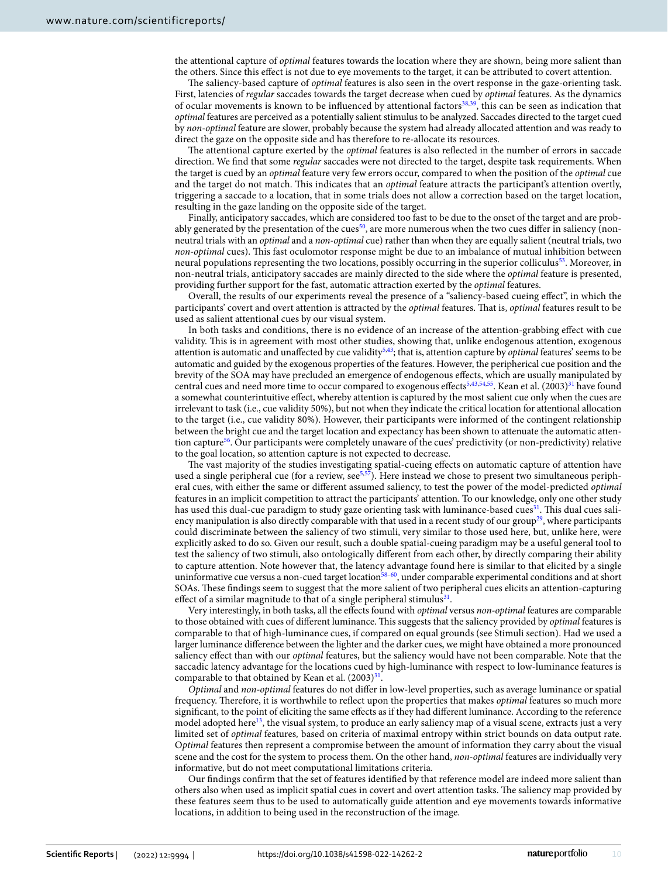the attentional capture of *optimal* features towards the location where they are shown, being more salient than the others. Since this effect is not due to eye movements to the target, it can be attributed to covert attention.

The saliency-based capture of *optimal* features is also seen in the overt response in the gaze-orienting task. First, latencies of *regular* saccades towards the target decrease when cued by *optimal* features. As the dynamics of ocular movements is known to be influenced by attentional factors[38,39], this can be seen as indication that *optimal* features are perceived as a potentially salient stimulus to be analyzed. Saccades directed to the target cued by *non-optimal* feature are slower, probably because the system had already allocated attention and was ready to direct the gaze on the opposite side and has therefore to re-allocate its resources.

The attentional capture exerted by the *optimal* features is also reflected in the number of errors in saccade direction. We find that some *regular* saccades were not directed to the target, despite task requirements. When the target is cued by an *optimal* feature very few errors occur, compared to when the position of the *optimal* cue and the target do not match. This indicates that an *optimal* feature attracts the participant's attention overtly, triggering a saccade to a location, that in some trials does not allow a correction based on the target location, resulting in the gaze landing on the opposite side of the target.

Finally, anticipatory saccades, which are considered too fast to be due to the onset of the target and are probably generated by the presentation of the cues[50], are more numerous when the two cues differ in saliency (non-neutral trials with an *optimal* and a *non-optimal* cue) rather than when they are equally salient (neutral trials, two *non-optimal* cues). This fast oculomotor response might be due to an imbalance of mutual inhibition between neural populations representing the two locations, possibly occurring in the superior colliculus[53]. Moreover, in non-neutral trials, anticipatory saccades are mainly directed to the side where the *optimal* feature is presented, providing further support for the fast, automatic attraction exerted by the *optimal* features.

Overall, the results of our experiments reveal the presence of a "saliency-based cueing effect", in which the participants' covert and overt attention is attracted by the *optimal* features. That is, *optimal* features result to be used as salient attentional cues by our visual system.

In both tasks and conditions, there is no evidence of an increase of the attention-grabbing effect with cue validity. This is in agreement with most other studies, showing that, unlike endogenous attention, exogenous attention is automatic and unaffected by cue validity[5,43]; that is, attention capture by *optimal* features' seems to be automatic and guided by the exogenous properties of the features. However, the peripheral cue position and the brevity of the SOA may have precluded an emergence of endogenous effects, which are usually manipulated by central cues and need more time to occur compared to exogenous effects[5,43,54,55]. Kean et al. (2003)[31] have found a somewhat counterintuitive effect, whereby attention is captured by the most salient cue only when the cues are irrelevant to task (i.e., cue validity 50%), but not when they indicate the critical location for attentional allocation to the target (i.e., cue validity 80%). However, their participants were informed of the contingent relationship between the bright cue and the target location and expectancy has been shown to attenuate the automatic attention capture[56]. Our participants were completely unaware of the cues' predictivity (or non-predictivity) relative to the goal location, so attention capture is not expected to decrease.

The vast majority of the studies investigating spatial-cueing effects on automatic capture of attention have used a single peripheral cue (for a review, see[5,57]). Here instead we chose to present two simultaneous peripheral cues, with either the same or different assumed saliency, to test the power of the model-predicted *optimal* features in an implicit competition to attract the participants' attention. To our knowledge, only one other study has used this dual-cue paradigm to study gaze orienting task with luminance-based cues[31]. This dual cues saliency manipulation is also directly comparable with that used in a recent study of our group[29], where participants could discriminate between the saliency of two stimuli, very similar to those used here, but, unlike here, were explicitly asked to do so. Given our result, such a double spatial-cueing paradigm may be a useful general tool to test the saliency of two stimuli, also ontologically different from each other, by directly comparing their ability to capture attention. Note however that, the latency advantage found here is similar to that elicited by a single uninformative cue versus a non-cued target location[58–60], under comparable experimental conditions and at short SOAs. These findings seem to suggest that the more salient of two peripheral cues elicits an attention-capturing effect of a similar magnitude to that of a single peripheral stimulus[31].

Very interestingly, in both tasks, all the effects found with *optimal* versus *non-optimal* features are comparable to those obtained with cues of different luminance. This suggests that the saliency provided by *optimal* features is comparable to that of high-luminance cues, if compared on equal grounds (see Stimuli section). Had we used a larger luminance difference between the lighter and the darker cues, we might have obtained a more pronounced saliency effect than with our *optimal* features, but the saliency would have not been comparable. Note that the saccadic latency advantage for the locations cued by high-luminance with respect to low-luminance features is comparable to that obtained by Kean et al. (2003)[31].

*Optimal* and *non-optimal* features do not differ in low-level properties, such as average luminance or spatial frequency. Therefore, it is worthwhile to reflect upon the properties that makes *optimal* features so much more significant, to the point of eliciting the same effects as if they had different luminance. According to the reference model adopted here[13], the visual system, to produce an early saliency map of a visual scene, extracts just a very limited set of *optimal* features, based on criteria of maximal entropy within strict bounds on data output rate. O*ptimal* features then represent a compromise between the amount of information they carry about the visual scene and the cost for the system to process them. On the other hand, *non-optimal* features are individually very informative, but do not meet computational limitations criteria.

Our findings confirm that the set of features identified by that reference model are indeed more salient than others also when used as implicit spatial cues in covert and overt attention tasks. The saliency map provided by these features seem thus to be used to automatically guide attention and eye movements towards informative locations, in addition to being used in the reconstruction of the image.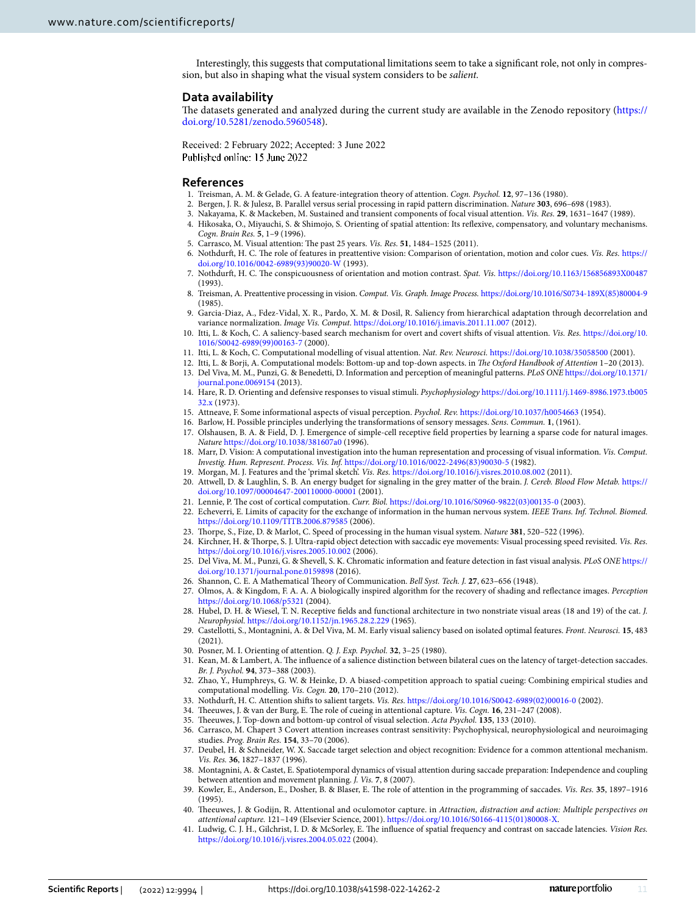Interestingly, this suggests that computational limitations seem to take a significant role, not only in compression, but also in shaping what the visual system considers to be *salient*.

## Data availability

The datasets generated and analyzed during the current study are available in the Zenodo repository (https://doi.org/10.5281/zenodo.5960548).

Received: 2 February 2022; Accepted: 3 June 2022
Published online: 15 June 2022

## References

1. Treisman, A. M. & Gelade, G. A feature-integration theory of attention. *Cogn. Psychol.* **12**, 97–136 (1980).
2. Bergen, J. R. & Julesz, B. Parallel versus serial processing in rapid pattern discrimination. *Nature* **303**, 696–698 (1983).
3. Nakayama, K. & Mackeben, M. Sustained and transient components of focal visual attention. *Vis. Res.* **29**, 1631–1647 (1989).
4. Hikosaka, O., Miyauchi, S. & Shimojo, S. Orienting of spatial attention: Its reflexive, compensatory, and voluntary mechanisms. *Cogn. Brain Res.* **5**, 1–9 (1996).
5. Carrasco, M. Visual attention: The past 25 years. *Vis. Res.* **51**, 1484–1525 (2011).
6. Nothdurft, H. C. The role of features in preattentive vision: Comparison of orientation, motion and color cues. *Vis. Res.* https://doi.org/10.1016/0042-6989(93)90020-W (1993).
7. Nothdurft, H. C. The conspicuousness of orientation and motion contrast. *Spat. Vis.* https://doi.org/10.1163/156856893X00487 (1993).
8. Treisman, A. Preattentive processing in vision. *Comput. Vis. Graph. Image Process.* https://doi.org/10.1016/S0734-189X(85)80004-9 (1985).
9. Garcia-Diaz, A., Fdez-Vidal, X. R., Pardo, X. M. & Dosil, R. Saliency from hierarchical adaptation through decorrelation and variance normalization. *Image Vis. Comput.* https://doi.org/10.1016/j.imavis.2011.11.007 (2012).
10. Itti, L. & Koch, C. A saliency-based search mechanism for overt and covert shifts of visual attention. *Vis. Res.* https://doi.org/10.1016/S0042-6989(99)00163-7 (2000).
11. Itti, L. & Koch, C. Computational modelling of visual attention. *Nat. Rev. Neurosci.* https://doi.org/10.1038/35058500 (2001).
12. Itti, L. & Borji, A. Computational models: Bottom-up and top-down aspects. in *The Oxford Handbook of Attention* 1–20 (2013).
13. Del Viva, M. M., Punzi, G. & Benedetti, D. Information and perception of meaningful patterns. *PLoS ONE* https://doi.org/10.1371/journal.pone.0069154 (2013).
14. Hare, R. D. Orienting and defensive responses to visual stimuli. *Psychophysiology* https://doi.org/10.1111/j.1469-8986.1973.tb00532.x (1973).
15. Attneave, F. Some informational aspects of visual perception. *Psychol. Rev.* https://doi.org/10.1037/h0054663 (1954).
16. Barlow, H. Possible principles underlying the transformations of sensory messages. *Sens. Commun.* **1**, (1961).
17. Olshausen, B. A. & Field, D. J. Emergence of simple-cell receptive field properties by learning a sparse code for natural images. *Nature* https://doi.org/10.1038/381607a0 (1996).
18. Marr, D. Vision: A computational investigation into the human representation and processing of visual information. *Vis. Comput. Investig. Hum. Represent. Process. Vis. Inf.* https://doi.org/10.1016/0022-2496(83)90030-5 (1982).
19. Morgan, M. J. Features and the 'primal sketch'. *Vis. Res.* https://doi.org/10.1016/j.visres.2010.08.002 (2011).
20. Attwell, D. & Laughlin, S. B. An energy budget for signaling in the grey matter of the brain. *J. Cereb. Blood Flow Metab.* https://doi.org/10.1097/00004647-200110000-00001 (2001).
21. Lennie, P. The cost of cortical computation. *Curr. Biol.* https://doi.org/10.1016/S0960-9822(03)00135-0 (2003).
22. Echeverri, E. Limits of capacity for the exchange of information in the human nervous system. *IEEE Trans. Inf. Technol. Biomed.* https://doi.org/10.1109/TITB.2006.879585 (2006).
23. Thorpe, S., Fize, D. & Marlot, C. Speed of processing in the human visual system. *Nature* **381**, 520–522 (1996).
24. Kirchner, H. & Thorpe, S. J. Ultra-rapid object detection with saccadic eye movements: Visual processing speed revisited. *Vis. Res.* https://doi.org/10.1016/j.visres.2005.10.002 (2006).
25. Del Viva, M. M., Punzi, G. & Shevell, S. K. Chromatic information and feature detection in fast visual analysis. *PLoS ONE* https://doi.org/10.1371/journal.pone.0159898 (2016).
26. Shannon, C. E. A Mathematical Theory of Communication. *Bell Syst. Tech. J.* **27**, 623–656 (1948).
27. Olmos, A. & Kingdom, F. A. A. A biologically inspired algorithm for the recovery of shading and reflectance images. *Perception* https://doi.org/10.1068/p5321 (2004).
28. Hubel, D. H. & Wiesel, T. N. Receptive fields and functional architecture in two nonstriate visual areas (18 and 19) of the cat. *J. Neurophysiol.* https://doi.org/10.1152/jn.1965.28.2.229 (1965).
29. Castellotti, S., Montagnini, A. & Del Viva, M. M. Early visual saliency based on isolated optimal features. *Front. Neurosci.* **15**, 483 (2021).
30. Posner, M. I. Orienting of attention. *Q. J. Exp. Psychol.* **32**, 3–25 (1980).
31. Kean, M. & Lambert, A. The influence of a salience distinction between bilateral cues on the latency of target-detection saccades. *Br. J. Psychol.* **94**, 373–388 (2003).
32. Zhao, Y., Humphreys, G. W. & Heinke, D. A biased-competition approach to spatial cueing: Combining empirical studies and computational modelling. *Vis. Cogn.* **20**, 170–210 (2012).
33. Nothdurft, H. C. Attention shifts to salient targets. *Vis. Res.* https://doi.org/10.1016/S0042-6989(02)00016-0 (2002).
34. Theeuwes, J. & van der Burg, E. The role of cueing in attentional capture. *Vis. Cogn.* **16**, 231–247 (2008).
35. Theeuwes, J. Top-down and bottom-up control of visual selection. *Acta Psychol.* **135**, 133 (2010).
36. Carrasco, M. Chapert 3 Covert attention increases contrast sensitivity: Psychophysical, neurophysiological and neuroimaging studies. *Prog. Brain Res.* **154**, 33–70 (2006).
37. Deubel, H. & Schneider, W. X. Saccade target selection and object recognition: Evidence for a common attentional mechanism. *Vis. Res.* **36**, 1827–1837 (1996).
38. Montagnini, A. & Castet, E. Spatiotemporal dynamics of visual attention during saccade preparation: Independence and coupling between attention and movement planning. *J. Vis.* **7**, 8 (2007).
39. Kowler, E., Anderson, E., Dosher, B. & Blaser, E. The role of attention in the programming of saccades. *Vis. Res.* **35**, 1897–1916 (1995).
40. Theeuwes, J. & Godijn, R. Attentional and oculomotor capture. in *Attraction, distraction and action: Multiple perspectives on attentional capture.* 121–149 (Elsevier Science, 2001). https://doi.org/10.1016/S0166-4115(01)80008-X.
41. Ludwig, C. J. H., Gilchrist, I. D. & McSorley, E. The influence of spatial frequency and contrast on saccade latencies. *Vision Res.* https://doi.org/10.1016/j.visres.2004.05.022 (2004).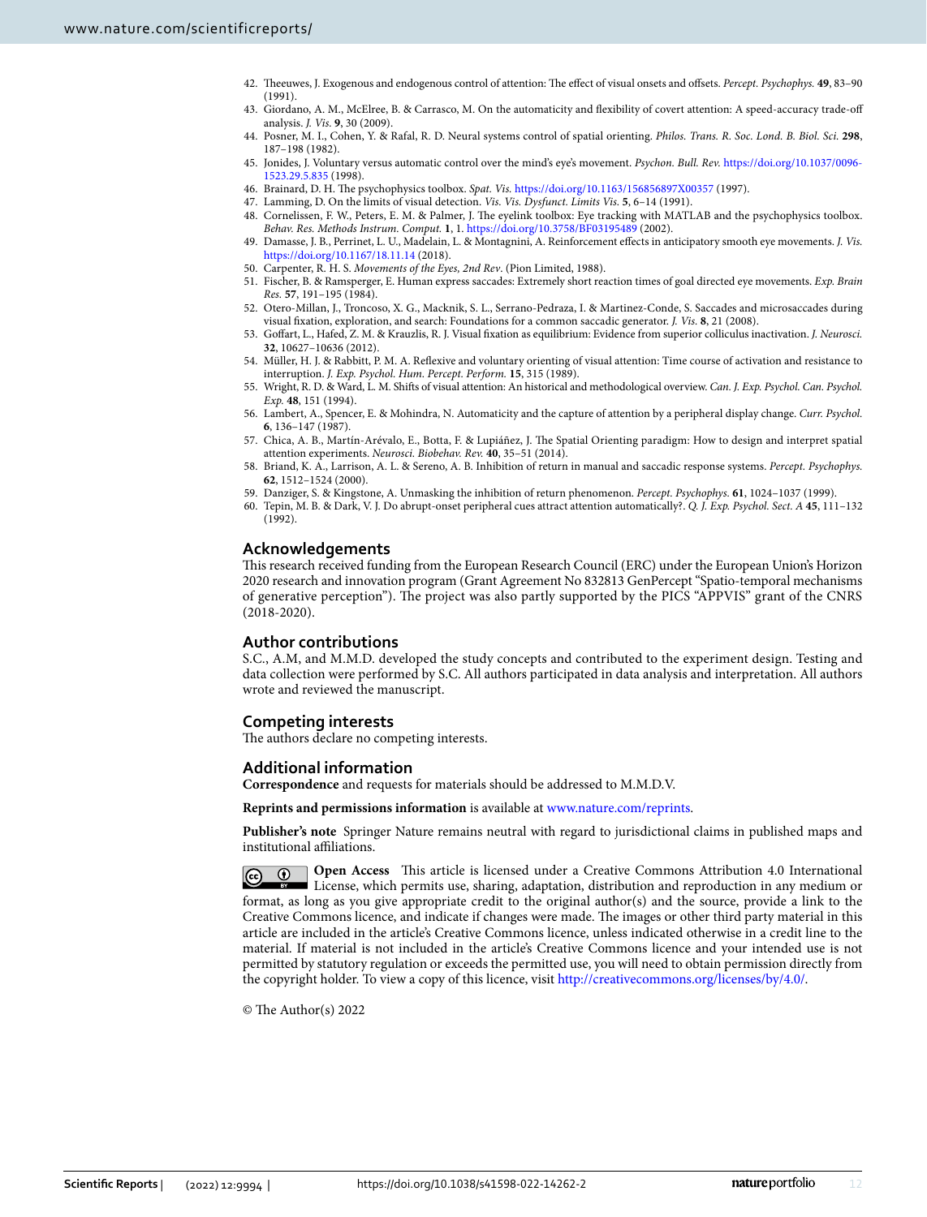42. Theeuwes, J. Exogenous and endogenous control of attention: The effect of visual onsets and offsets. *Percept. Psychophys.* **49**, 83–90 (1991).
43. Giordano, A. M., McElree, B. & Carrasco, M. On the automaticity and flexibility of covert attention: A speed-accuracy trade-off analysis. *J. Vis.* **9**, 30 (2009).
44. Posner, M. I., Cohen, Y. & Rafal, R. D. Neural systems control of spatial orienting. *Philos. Trans. R. Soc. Lond. B. Biol. Sci.* **298**, 187–198 (1982).
45. Jonides, J. Voluntary versus automatic control over the mind's eye's movement. *Psychon. Bull. Rev.* https://doi.org/10.1037/0096-1523.29.5.835 (1998).
46. Brainard, D. H. The psychophysics toolbox. *Spat. Vis.* https://doi.org/10.1163/156856897X00357 (1997).
47. Lamming, D. On the limits of visual detection. *Vis. Vis. Dysfunct. Limits Vis.* **5**, 6–14 (1991).
48. Cornelissen, F. W., Peters, E. M. & Palmer, J. The eyelink toolbox: Eye tracking with MATLAB and the psychophysics toolbox. *Behav. Res. Methods Instrum. Comput.* **1**, 1. https://doi.org/10.3758/BF03195489 (2002).
49. Damasse, J. B., Perrinet, L. U., Madelain, L. & Montagnini, A. Reinforcement effects in anticipatory smooth eye movements. *J. Vis.* https://doi.org/10.1167/18.11.14 (2018).
50. Carpenter, R. H. S. *Movements of the Eyes, 2nd Rev*. (Pion Limited, 1988).
51. Fischer, B. & Ramsperger, E. Human express saccades: Extremely short reaction times of goal directed eye movements. *Exp. Brain Res.* **57**, 191–195 (1984).
52. Otero-Millan, J., Troncoso, X. G., Macknik, S. L., Serrano-Pedraza, I. & Martinez-Conde, S. Saccades and microsaccades during visual fixation, exploration, and search: Foundations for a common saccadic generator. *J. Vis.* **8**, 21 (2008).
53. Goffart, L., Hafed, Z. M. & Krauzlis, R. J. Visual fixation as equilibrium: Evidence from superior colliculus inactivation. *J. Neurosci.* **32**, 10627–10636 (2012).
54. Müller, H. J. & Rabbitt, P. M. A. Reflexive and voluntary orienting of visual attention: Time course of activation and resistance to interruption. *J. Exp. Psychol. Hum. Percept. Perform.* **15**, 315 (1989).
55. Wright, R. D. & Ward, L. M. Shifts of visual attention: An historical and methodological overview. *Can. J. Exp. Psychol. Can. Psychol. Exp.* **48**, 151 (1994).
56. Lambert, A., Spencer, E. & Mohindra, N. Automaticity and the capture of attention by a peripheral display change. *Curr. Psychol.* **6**, 136–147 (1987).
57. Chica, A. B., Martín-Arévalo, E., Botta, F. & Lupiáñez, J. The Spatial Orienting paradigm: How to design and interpret spatial attention experiments. *Neurosci. Biobehav. Rev.* **40**, 35–51 (2014).
58. Briand, K. A., Larrison, A. L. & Sereno, A. B. Inhibition of return in manual and saccadic response systems. *Percept. Psychophys.* **62**, 1512–1524 (2000).
59. Danziger, S. & Kingstone, A. Unmasking the inhibition of return phenomenon. *Percept. Psychophys.* **61**, 1024–1037 (1999).
60. Tepin, M. B. & Dark, V. J. Do abrupt-onset peripheral cues attract attention automatically?. *Q. J. Exp. Psychol. Sect. A* **45**, 111–132 (1992).

## Acknowledgements

This research received funding from the European Research Council (ERC) under the European Union's Horizon 2020 research and innovation program (Grant Agreement No 832813 GenPercept "Spatio-temporal mechanisms of generative perception"). The project was also partly supported by the PICS "APPVIS" grant of the CNRS (2018-2020).

## Author contributions

S.C., A.M, and M.M.D. developed the study concepts and contributed to the experiment design. Testing and data collection were performed by S.C. All authors participated in data analysis and interpretation. All authors wrote and reviewed the manuscript.

## Competing interests

The authors declare no competing interests.

## Additional information

**Correspondence** and requests for materials should be addressed to M.M.D.V.

**Reprints and permissions information** is available at www.nature.com/reprints.

**Publisher's note** Springer Nature remains neutral with regard to jurisdictional claims in published maps and institutional affiliations.

**Open Access** This article is licensed under a Creative Commons Attribution 4.0 International License, which permits use, sharing, adaptation, distribution and reproduction in any medium or format, as long as you give appropriate credit to the original author(s) and the source, provide a link to the Creative Commons licence, and indicate if changes were made. The images or other third party material in this article are included in the article's Creative Commons licence, unless indicated otherwise in a credit line to the material. If material is not included in the article's Creative Commons licence and your intended use is not permitted by statutory regulation or exceeds the permitted use, you will need to obtain permission directly from the copyright holder. To view a copy of this licence, visit http://creativecommons.org/licenses/by/4.0/.

© The Author(s) 2022